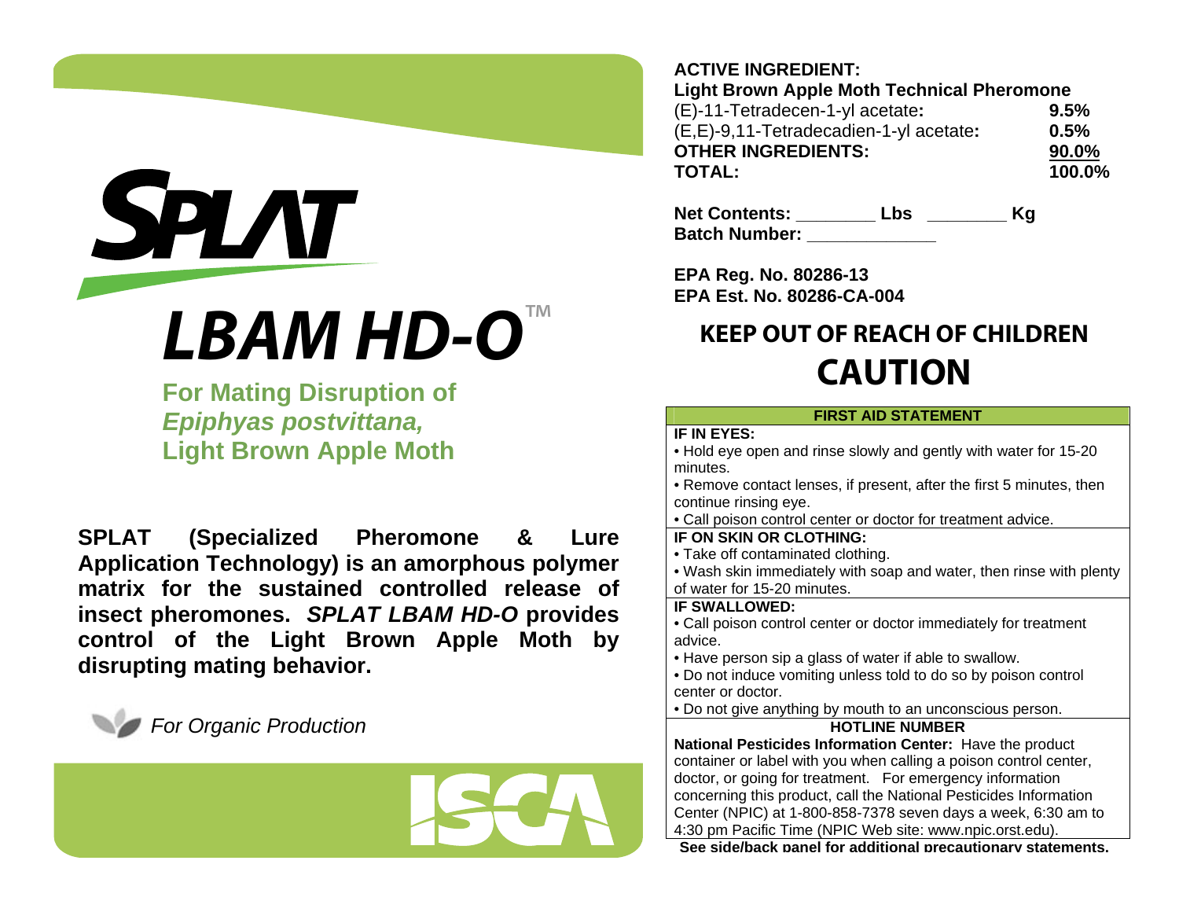# SPLAT

# *LBAM HD-O*™

**For Mating Disruption of**
***Epiphyas postvittana*,**
**Light Brown Apple Moth**

**SPLAT (Specialized Pheromone & Lure Application Technology) is an amorphous polymer matrix for the sustained controlled release of insect pheromones. *SPLAT LBAM HD-O* provides control of the Light Brown Apple Moth by disrupting mating behavior.**

*For Organic Production*

ISCA

**ACTIVE INGREDIENT:**
**Light Brown Apple Moth Technical Pheromone**

| | |
|---|---|
| (E)-11-Tetradecen-1-yl acetate**:** | **9.5%** |
| (E,E)-9,11-Tetradecadien-1-yl acetate**:** | **0.5%** |
| **OTHER INGREDIENTS:** | **90.0%** |
| **TOTAL:** | **100.0%** |

**Net Contents: ________ Lbs ________ Kg**
**Batch Number: _____________**

**EPA Reg. No. 80286-13**
**EPA Est. No. 80286-CA-004**

## KEEP OUT OF REACH OF CHILDREN

## CAUTION

**FIRST AID STATEMENT**

**IF IN EYES:**
- Hold eye open and rinse slowly and gently with water for 15-20 minutes.
- Remove contact lenses, if present, after the first 5 minutes, then continue rinsing eye.
- Call poison control center or doctor for treatment advice.

**IF ON SKIN OR CLOTHING:**
- Take off contaminated clothing.
- Wash skin immediately with soap and water, then rinse with plenty of water for 15-20 minutes.

**IF SWALLOWED:**
- Call poison control center or doctor immediately for treatment advice.
- Have person sip a glass of water if able to swallow.
- Do not induce vomiting unless told to do so by poison control center or doctor.
- Do not give anything by mouth to an unconscious person.

**HOTLINE NUMBER**

**National Pesticides Information Center:** Have the product container or label with you when calling a poison control center, doctor, or going for treatment. For emergency information concerning this product, call the National Pesticides Information Center (NPIC) at 1-800-858-7378 seven days a week, 6:30 am to 4:30 pm Pacific Time (NPIC Web site: www.npic.orst.edu).

**See side/back panel for additional precautionary statements.**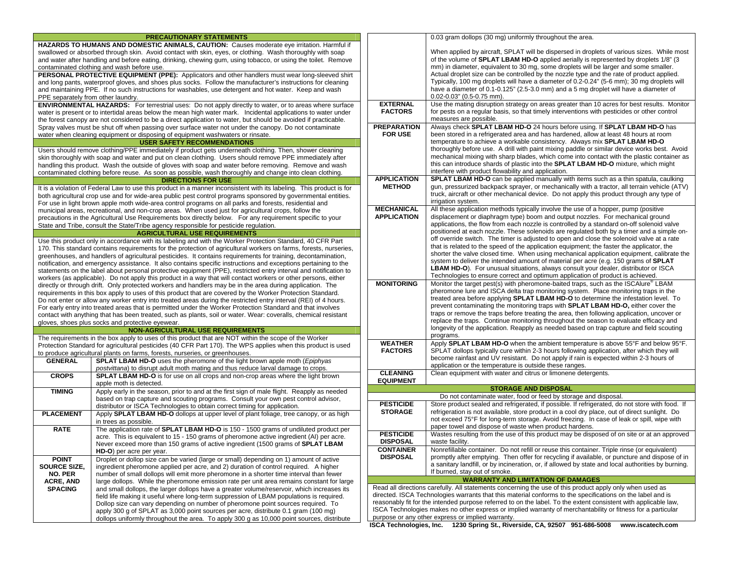## PRECAUTIONARY STATEMENTS

**HAZARDS TO HUMANS AND DOMESTIC ANIMALS, CAUTION:** Causes moderate eye irritation. Harmful if swallowed or absorbed through skin. Avoid contact with skin, eyes, or clothing. Wash thoroughly with soap and water after handling and before eating, drinking, chewing gum, using tobacco, or using the toilet. Remove contaminated clothing and wash before use.

**PERSONAL PROTECTIVE EQUIPMENT (PPE):** Applicators and other handlers must wear long-sleeved shirt and long pants, waterproof gloves, and shoes plus socks. Follow the manufacturer's instructions for cleaning and maintaining PPE. If no such instructions for washables, use detergent and hot water. Keep and wash PPE separately from other laundry.

**ENVIRONMENTAL HAZARDS:** For terrestrial uses: Do not apply directly to water, or to areas where surface water is present or to intertidal areas below the mean high water mark. Incidental applications to water under the forest canopy are not considered to be a direct application to water, but should be avoided if practicable. Spray valves must be shut off when passing over surface water not under the canopy. Do not contaminate water when cleaning equipment or disposing of equipment washwaters or rinsate.

## USER SAFETY RECOMMENDATIONS

Users should remove clothing/PPE immediately if product gets underneath clothing. Then, shower cleaning skin thoroughly with soap and water and put on clean clothing. Users should remove PPE immediately after handling this product. Wash the outside of gloves with soap and water before removing. Remove and wash contaminated clothing before reuse. As soon as possible, wash thoroughly and change into clean clothing.

## DIRECTIONS FOR USE

It is a violation of Federal Law to use this product in a manner inconsistent with its labeling. This product is for both agricultural crop use and for wide-area public pest control programs sponsored by governmental entities. For use in light brown apple moth wide-area control programs on all parks and forests, residential and municipal areas, recreational, and non-crop areas. When used just for agricultural crops, follow the precautions in the Agricultural Use Requirements box directly below. For any requirement specific to your State and Tribe, consult the State/Tribe agency responsible for pesticide regulation.

## AGRICULTURAL USE REQUIREMENTS

Use this product only in accordance with its labeling and with the Worker Protection Standard, 40 CFR Part 170. This standard contains requirements for the protection of agricultural workers on farms, forests, nurseries, greenhouses, and handlers of agricultural pesticides. It contains requirements for training, decontamination, notification, and emergency assistance. It also contains specific instructions and exceptions pertaining to the statements on the label about personal protective equipment (PPE), restricted entry interval and notification to workers (as applicable). Do not apply this product in a way that will contact workers or other persons, either directly or through drift. Only protected workers and handlers may be in the area during application. The requirements in this box apply to uses of this product that are covered by the Worker Protection Standard. Do not enter or allow any worker entry into treated areas during the restricted entry interval (REI) of 4 hours. For early entry into treated areas that is permitted under the Worker Protection Standard and that involves contact with anything that has been treated, such as plants, soil or water. Wear: coveralls, chemical resistant gloves, shoes plus socks and protective eyewear.

## NON-AGRICULTURAL USE REQUIREMENTS

The requirements in the box apply to uses of this product that are NOT within the scope of the Worker Protection Standard for agricultural pesticides (40 CFR Part 170). The WPS applies when this product is used to produce agricultural plants on farms, forests, nurseries, or greenhouses.

| | |
|---|---|
| **GENERAL** | **SPLAT LBAM HD-O** uses the pheromone of the light brown apple moth (*Epiphyas postvittana*) to disrupt adult moth mating and thus reduce larval damage to crops. |
| **CROPS** | **SPLAT LBAM HD-O** is for use on all crops and non-crop areas where the light brown apple moth is detected. |
| **TIMING** | Apply early in the season, prior to and at the first sign of male flight. Reapply as needed based on trap capture and scouting programs. Consult your own pest control advisor, distributor or ISCA Technologies to obtain correct timing for application. |
| **PLACEMENT** | Apply **SPLAT LBAM HD-O** dollops at upper level of plant foliage, tree canopy, or as high in trees as possible. |
| **RATE** | The application rate of **SPLAT LBAM HD-O** is 150 - 1500 grams of undiluted product per acre. This is equivalent to 15 - 150 grams of pheromone active ingredient (AI) per acre. Never exceed more than 150 grams of active ingredient (1500 grams of **SPLAT LBAM HD-O**) per acre per year. |
| **POINT SOURCE SIZE, NO. PER ACRE, AND SPACING** | Droplet or dollop size can be varied (large or small) depending on 1) amount of active ingredient pheromone applied per acre, and 2) duration of control required. A higher number of small dollops will emit more pheromone in a shorter time interval than fewer large dollops. While the pheromone emission rate per unit area remains constant for large and small dollops, the larger dollops have a greater volume/reservoir, which increases its field life making it useful where long-term suppression of LBAM populations is required. Dollop size can vary depending on number of pheromone point sources required. To apply 300 g of SPLAT as 3,000 point sources per acre, distribute 0.1 gram (100 mg) dollops uniformly throughout the area. To apply 300 g as 10,000 point sources, distribute 0.03 gram dollops (30 mg) uniformly throughout the area.<br><br>When applied by aircraft, SPLAT will be dispersed in droplets of various sizes. While most of the volume of **SPLAT LBAM HD-O** applied aerially is represented by droplets 1/8" (3 mm) in diameter, equivalent to 30 mg, some droplets will be larger and some smaller. Actual droplet size can be controlled by the nozzle type and the rate of product applied. Typically, 100 mg droplets will have a diameter of 0.2-0.24" (5-6 mm); 30 mg droplets will have a diameter of 0.1-0.125" (2.5-3.0 mm) and a 5 mg droplet will have a diameter of 0.02-0.03" (0.5-0.75 mm). |
| **EXTERNAL FACTORS** | Use the mating disruption strategy on areas greater than 10 acres for best results. Monitor for pests on a regular basis, so that timely interventions with pesticides or other control measures are possible. |
| **PREPARATION FOR USE** | Always check **SPLAT LBAM HD-O** 24 hours before using. If **SPLAT LBAM HD-O** has been stored in a refrigerated area and has hardened, allow at least 48 hours at room temperature to achieve a workable consistency. Always mix **SPLAT LBAM HD-O** thoroughly before use. A drill with paint mixing paddle or similar device works best. Avoid mechanical mixing with sharp blades, which come into contact with the plastic container as this can introduce shards of plastic into the **SPLAT LBAM HD-O** mixture, which might interfere with product flowability and application. |
| **APPLICATION METHOD** | **SPLAT LBAM HD-O** can be applied manually with items such as a thin spatula, caulking gun, pressurized backpack sprayer, or mechanically with a tractor, all terrain vehicle (ATV) truck, aircraft or other mechanical device. Do not apply this product through any type of irrigation system. |
| **MECHANICAL APPLICATION** | All these application methods typically involve the use of a hopper, pump (positive displacement or diaphragm type) boom and output nozzles. For mechanical ground applications, the flow from each nozzle is controlled by a standard on-off solenoid valve positioned at each nozzle. These solenoids are regulated both by a timer and a simple on-off override switch. The timer is adjusted to open and close the solenoid valve at a rate that is related to the speed of the application equipment; the faster the applicator, the shorter the valve closed time. When using mechanical application equipment, calibrate the system to deliver the intended amount of material per acre (e.g. 150 grams of **SPLAT LBAM HD-O**). For unusual situations, always consult your dealer, distributor or ISCA Technologies to ensure correct and optimum application of product is achieved. |
| **MONITORING** | Monitor the target pest(s) with pheromone-baited traps, such as the ISCAlure® LBAM pheromone lure and ISCA delta trap monitoring system. Place monitoring traps in the treated area before applying **SPLAT LBAM HD-O** to determine the infestation level. To prevent contaminating the monitoring traps with **SPLAT LBAM HD-O,** either cover the traps or remove the traps before treating the area, then following application, uncover or replace the traps. Continue monitoring throughout the season to evaluate efficacy and longevity of the application. Reapply as needed based on trap capture and field scouting programs. |
| **WEATHER FACTORS** | Apply **SPLAT LBAM HD-O** when the ambient temperature is above 55°F and below 95°F. SPLAT dollops typically cure within 2-3 hours following application, after which they will become rainfast and UV resistant. Do not apply if rain is expected within 2-3 hours of application or the temperature is outside these ranges. |
| **CLEANING EQUIPMENT** | Clean equipment with water and citrus or limonene detergents. |

## STORAGE AND DISPOSAL

Do not contaminate water, food or feed by storage and disposal.

| | |
|---|---|
| **PESTICIDE STORAGE** | Store product sealed and refrigerated, if possible. If refrigerated, do not store with food. If refrigeration is not available, store product in a cool dry place, out of direct sunlight. Do not exceed 75°F for long-term storage. Avoid freezing. In case of leak or spill, wipe with paper towel and dispose of waste when product hardens. |
| **PESTICIDE DISPOSAL** | Wastes resulting from the use of this product may be disposed of on site or at an approved waste facility. |
| **CONTAINER DISPOSAL** | Nonrefillable container. Do not refill or reuse this container. Triple rinse (or equivalent) promptly after emptying. Then offer for recycling if available, or puncture and dispose of in a sanitary landfill, or by incineration, or, if allowed by state and local authorities by burning. If burned, stay out of smoke. |

## WARRANTY AND LIMITATION OF DAMAGES

Read all directions carefully. All statements concerning the use of this product apply only when used as directed. ISCA Technologies warrants that this material conforms to the specifications on the label and is reasonably fit for the intended purpose referred to on the label. To the extent consistent with applicable law, ISCA Technologies makes no other express or implied warranty of merchantability or fitness for a particular purpose or any other express or implied warranty.

**ISCA Technologies, Inc. 1230 Spring St., Riverside, CA, 92507 951-686-5008 www.iscatech.com**